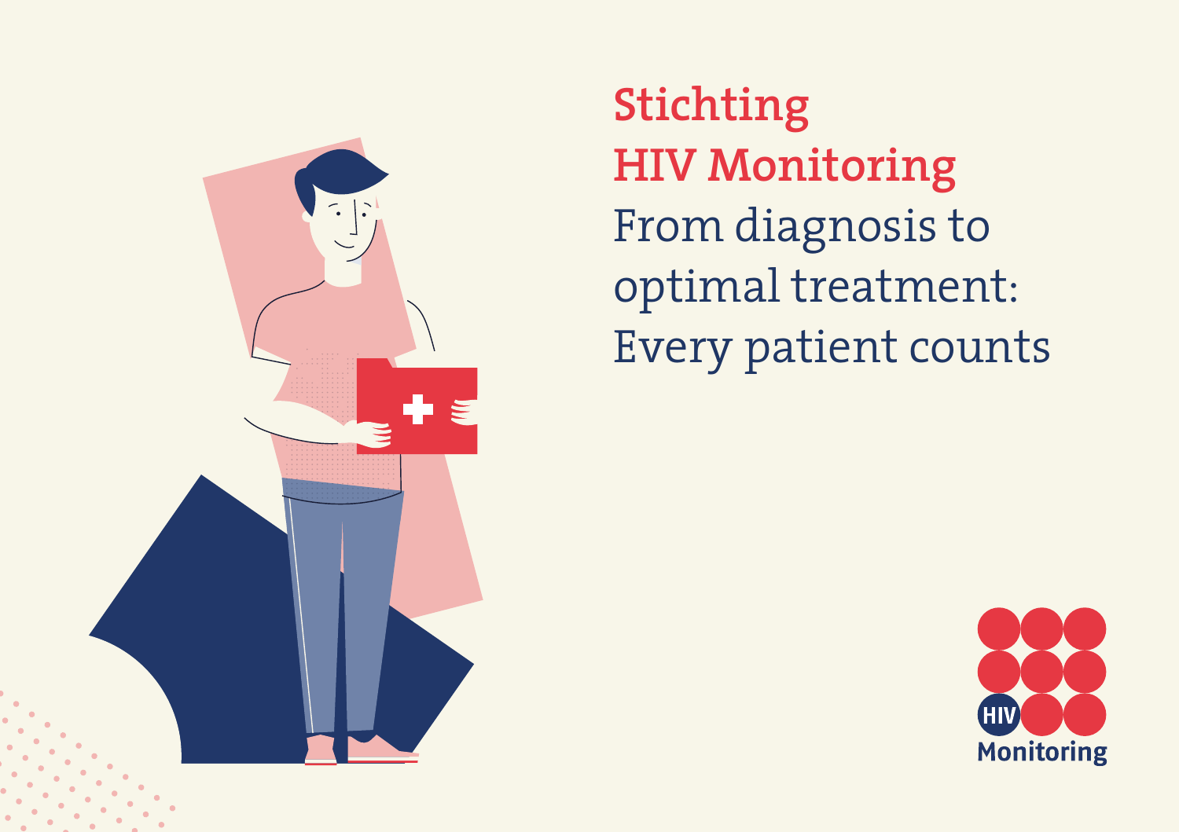# Stichting HIV Monitoring

## From diagnosis to optimal treatment: Every patient counts

HIV Monitoring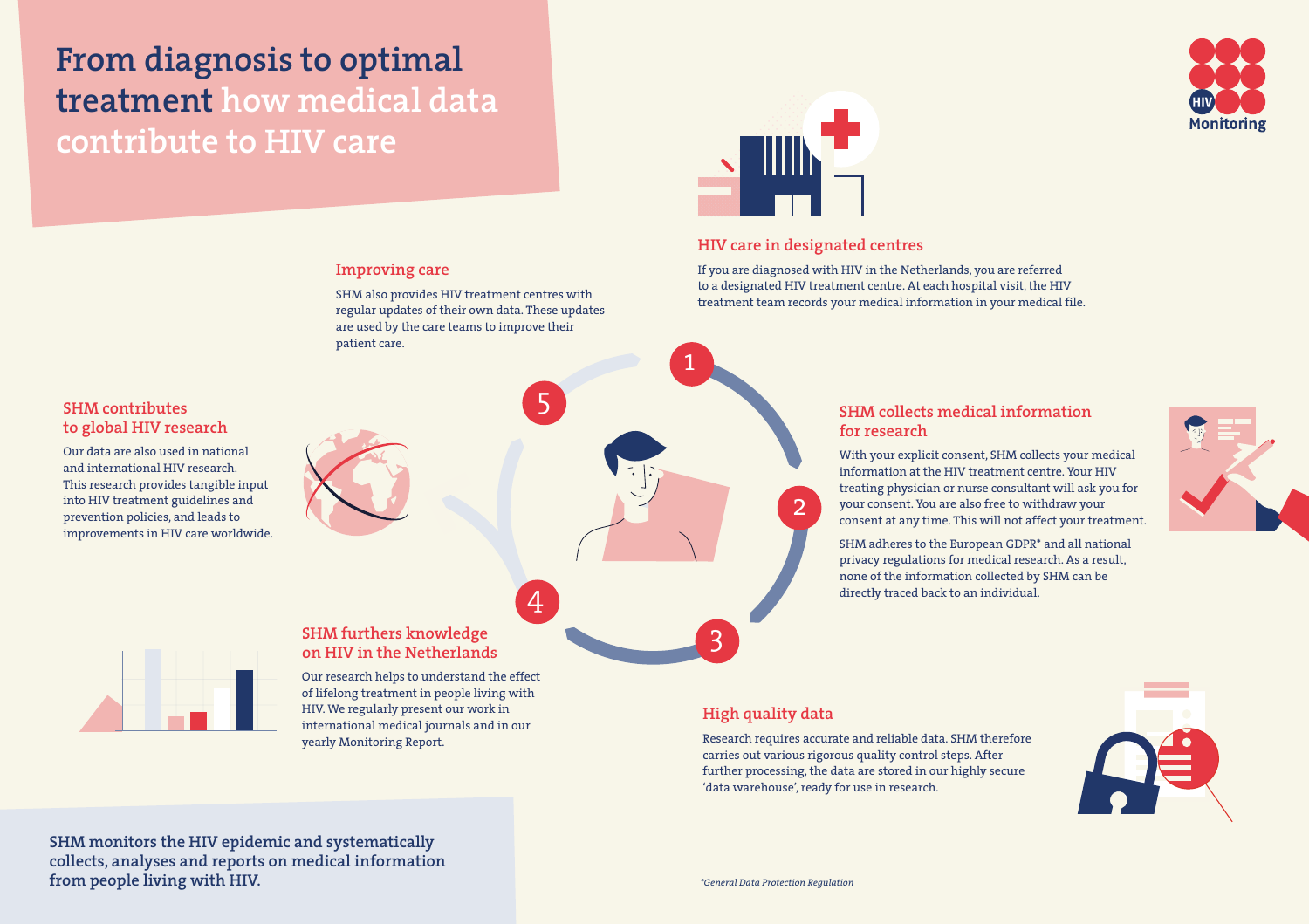# From diagnosis to optimal treatment how medical data contribute to HIV care

HIV Monitoring

## 1. HIV care in designated centres

If you are diagnosed with HIV in the Netherlands, you are referred to a designated HIV treatment centre. At each hospital visit, the HIV treatment team records your medical information in your medical file.

## 2. SHM collects medical information for research

With your explicit consent, SHM collects your medical information at the HIV treatment centre. Your HIV treating physician or nurse consultant will ask you for your consent. You are also free to withdraw your consent at any time. This will not affect your treatment.

SHM adheres to the European GDPR* and all national privacy regulations for medical research. As a result, none of the information collected by SHM can be directly traced back to an individual.

## 3. High quality data

Research requires accurate and reliable data. SHM therefore carries out various rigorous quality control steps. After further processing, the data are stored in our highly secure 'data warehouse', ready for use in research.

## 4. SHM furthers knowledge on HIV in the Netherlands

Our research helps to understand the effect of lifelong treatment in people living with HIV. We regularly present our work in international medical journals and in our yearly Monitoring Report.

### SHM contributes to global HIV research

Our data are also used in national and international HIV research. This research provides tangible input into HIV treatment guidelines and prevention policies, and leads to improvements in HIV care worldwide.

## 5. Improving care

SHM also provides HIV treatment centres with regular updates of their own data. These updates are used by the care teams to improve their patient care.

**SHM monitors the HIV epidemic and systematically collects, analyses and reports on medical information from people living with HIV.**

*General Data Protection Regulation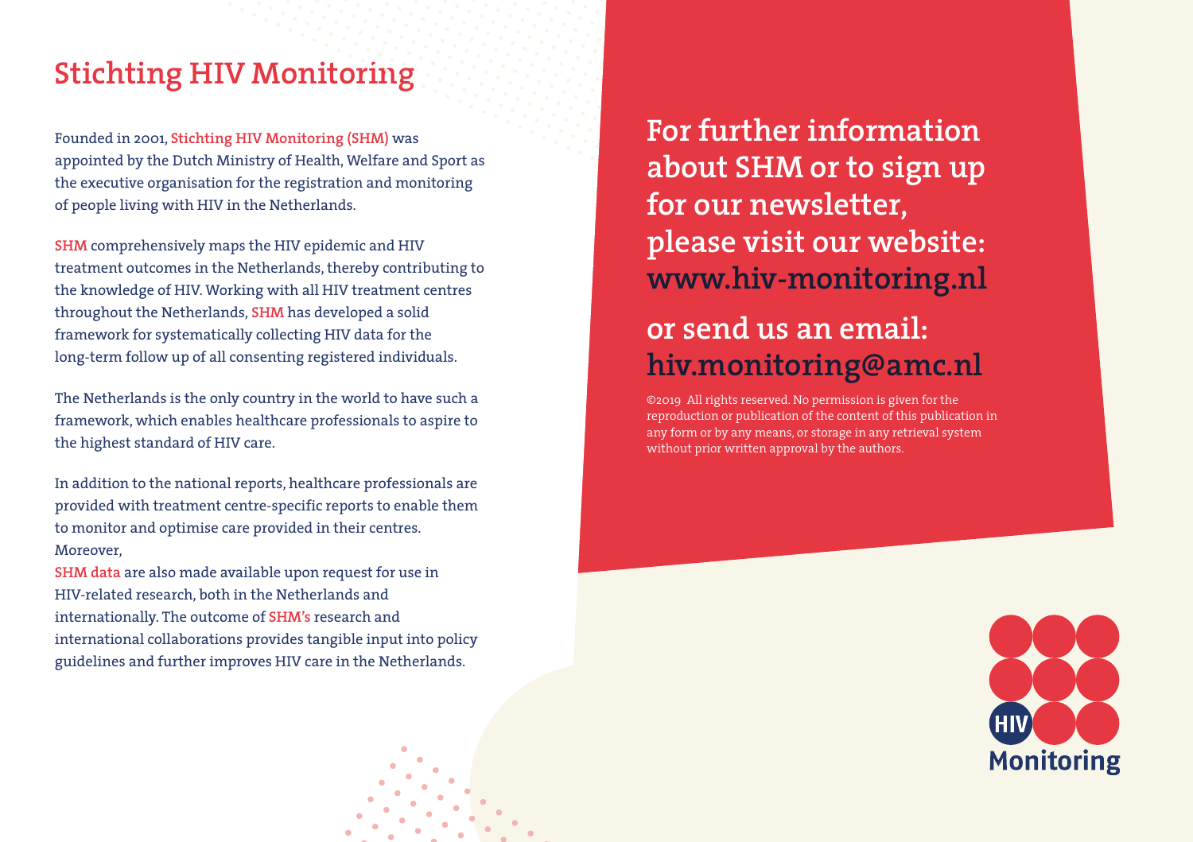# Stichting HIV Monitoring

Founded in 2001, Stichting HIV Monitoring (SHM) was appointed by the Dutch Ministry of Health, Welfare and Sport as the executive organisation for the registration and monitoring of people living with HIV in the Netherlands.

SHM comprehensively maps the HIV epidemic and HIV treatment outcomes in the Netherlands, thereby contributing to the knowledge of HIV. Working with all HIV treatment centres throughout the Netherlands, SHM has developed a solid framework for systematically collecting HIV data for the long-term follow up of all consenting registered individuals.

The Netherlands is the only country in the world to have such a framework, which enables healthcare professionals to aspire to the highest standard of HIV care.

In addition to the national reports, healthcare professionals are provided with treatment centre-specific reports to enable them to monitor and optimise care provided in their centres. Moreover,

SHM data are also made available upon request for use in HIV-related research, both in the Netherlands and internationally. The outcome of SHM's research and international collaborations provides tangible input into policy guidelines and further improves HIV care in the Netherlands.

## For further information about SHM or to sign up for our newsletter, please visit our website: www.hiv-monitoring.nl

## or send us an email: hiv.monitoring@amc.nl

©2019 All rights reserved. No permission is given for the reproduction or publication of the content of this publication in any form or by any means, or storage in any retrieval system without prior written approval by the authors.

HIV Monitoring